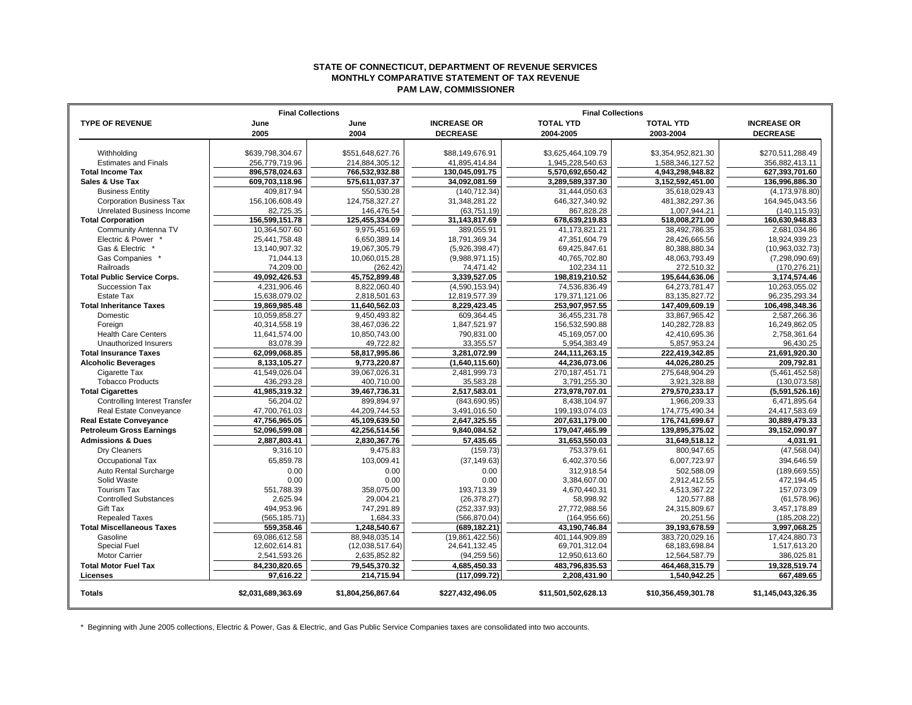**STATE OF CONNECTICUT, DEPARTMENT OF REVENUE SERVICES**
**MONTHLY COMPARATIVE STATEMENT OF TAX REVENUE**
**PAM LAW, COMMISSIONER**

| TYPE OF REVENUE | Final Collections | | | Final Collections | | |
|---|---|---|---|---|---|---|
| | June 2005 | June 2004 | INCREASE OR DECREASE | TOTAL YTD 2004-2005 | TOTAL YTD 2003-2004 | INCREASE OR DECREASE |
| Withholding | $639,798,304.67 | $551,648,627.76 | $88,149,676.91 | $3,625,464,109.79 | $3,354,952,821.30 | $270,511,288.49 |
| Estimates and Finals | 256,779,719.96 | 214,884,305.12 | 41,895,414.84 | 1,945,228,540.63 | 1,588,346,127.52 | 356,882,413.11 |
| **Total Income Tax** | **896,578,024.63** | **766,532,932.88** | **130,045,091.75** | **5,570,692,650.42** | **4,943,298,948.82** | **627,393,701.60** |
| **Sales & Use Tax** | **609,703,118.96** | **575,611,037.37** | **34,092,081.59** | **3,289,589,337.30** | **3,152,592,451.00** | **136,996,886.30** |
| Business Entity | 409,817.94 | 550,530.28 | (140,712.34) | 31,444,050.63 | 35,618,029.43 | (4,173,978.80) |
| Corporation Business Tax | 156,106,608.49 | 124,758,327.27 | 31,348,281.22 | 646,327,340.92 | 481,382,297.36 | 164,945,043.56 |
| Unrelated Business Income | 82,725.35 | 146,476.54 | (63,751.19) | 867,828.28 | 1,007,944.21 | (140,115.93) |
| **Total Corporation** | **156,599,151.78** | **125,455,334.09** | **31,143,817.69** | **678,639,219.83** | **518,008,271.00** | **160,630,948.83** |
| Community Antenna TV | 10,364,507.60 | 9,975,451.69 | 389,055.91 | 41,173,821.21 | 38,492,786.35 | 2,681,034.86 |
| Electric & Power * | 25,441,758.48 | 6,650,389.14 | 18,791,369.34 | 47,351,604.79 | 28,426,665.56 | 18,924,939.23 |
| Gas & Electric * | 13,140,907.32 | 19,067,305.79 | (5,926,398.47) | 69,425,847.61 | 80,388,880.34 | (10,963,032.73) |
| Gas Companies * | 71,044.13 | 10,060,015.28 | (9,988,971.15) | 40,765,702.80 | 48,063,793.49 | (7,298,090.69) |
| Railroads | 74,209.00 | (262.42) | 74,471.42 | 102,234.11 | 272,510.32 | (170,276.21) |
| **Total Public Service Corps.** | **49,092,426.53** | **45,752,899.48** | **3,339,527.05** | **198,819,210.52** | **195,644,636.06** | **3,174,574.46** |
| Succession Tax | 4,231,906.46 | 8,822,060.40 | (4,590,153.94) | 74,536,836.49 | 64,273,781.47 | 10,263,055.02 |
| Estate Tax | 15,638,079.02 | 2,818,501.63 | 12,819,577.39 | 179,371,121.06 | 83,135,827.72 | 96,235,293.34 |
| **Total Inheritance Taxes** | **19,869,985.48** | **11,640,562.03** | **8,229,423.45** | **253,907,957.55** | **147,409,609.19** | **106,498,348.36** |
| Domestic | 10,059,858.27 | 9,450,493.82 | 609,364.45 | 36,455,231.78 | 33,867,965.42 | 2,587,266.36 |
| Foreign | 40,314,558.19 | 38,467,036.22 | 1,847,521.97 | 156,532,590.88 | 140,282,728.83 | 16,249,862.05 |
| Health Care Centers | 11,641,574.00 | 10,850,743.00 | 790,831.00 | 45,169,057.00 | 42,410,695.36 | 2,758,361.64 |
| Unauthorized Insurers | 83,078.39 | 49,722.82 | 33,355.57 | 5,954,383.49 | 5,857,953.24 | 96,430.25 |
| **Total Insurance Taxes** | **62,099,068.85** | **58,817,995.86** | **3,281,072.99** | **244,111,263.15** | **222,419,342.85** | **21,691,920.30** |
| **Alcoholic Beverages** | **8,133,105.27** | **9,773,220.87** | **(1,640,115.60)** | **44,236,073.06** | **44,026,280.25** | **209,792.81** |
| Cigarette Tax | 41,549,026.04 | 39,067,026.31 | 2,481,999.73 | 270,187,451.71 | 275,648,904.29 | (5,461,452.58) |
| Tobacco Products | 436,293.28 | 400,710.00 | 35,583.28 | 3,791,255.30 | 3,921,328.88 | (130,073.58) |
| **Total Cigarettes** | **41,985,319.32** | **39,467,736.31** | **2,517,583.01** | **273,978,707.01** | **279,570,233.17** | **(5,591,526.16)** |
| Controlling Interest Transfer | 56,204.02 | 899,894.97 | (843,690.95) | 8,438,104.97 | 1,966,209.33 | 6,471,895.64 |
| Real Estate Conveyance | 47,700,761.03 | 44,209,744.53 | 3,491,016.50 | 199,193,074.03 | 174,775,490.34 | 24,417,583.69 |
| **Real Estate Conveyance** | **47,756,965.05** | **45,109,639.50** | **2,647,325.55** | **207,631,179.00** | **176,741,699.67** | **30,889,479.33** |
| **Petroleum Gross Earnings** | **52,096,599.08** | **42,256,514.56** | **9,840,084.52** | **179,047,465.99** | **139,895,375.02** | **39,152,090.97** |
| **Admissions & Dues** | **2,887,803.41** | **2,830,367.76** | **57,435.65** | **31,653,550.03** | **31,649,518.12** | **4,031.91** |
| Dry Cleaners | 9,316.10 | 9,475.83 | (159.73) | 753,379.61 | 800,947.65 | (47,568.04) |
| Occupational Tax | 65,859.78 | 103,009.41 | (37,149.63) | 6,402,370.56 | 6,007,723.97 | 394,646.59 |
| Auto Rental Surcharge | 0.00 | 0.00 | 0.00 | 312,918.54 | 502,588.09 | (189,669.55) |
| Solid Waste | 0.00 | 0.00 | 0.00 | 3,384,607.00 | 2,912,412.55 | 472,194.45 |
| Tourism Tax | 551,788.39 | 358,075.00 | 193,713.39 | 4,670,440.31 | 4,513,367.22 | 157,073.09 |
| Controlled Substances | 2,625.94 | 29,004.21 | (26,378.27) | 58,998.92 | 120,577.88 | (61,578.96) |
| Gift Tax | 494,953.96 | 747,291.89 | (252,337.93) | 27,772,988.56 | 24,315,809.67 | 3,457,178.89 |
| Repealed Taxes | (565,185.71) | 1,684.33 | (566,870.04) | (164,956.66) | 20,251.56 | (185,208.22) |
| **Total Miscellaneous Taxes** | **559,358.46** | **1,248,540.67** | **(689,182.21)** | **43,190,746.84** | **39,193,678.59** | **3,997,068.25** |
| Gasoline | 69,086,612.58 | 88,948,035.14 | (19,861,422.56) | 401,144,909.89 | 383,720,029.16 | 17,424,880.73 |
| Special Fuel | 12,602,614.81 | (12,038,517.64) | 24,641,132.45 | 69,701,312.04 | 68,183,698.84 | 1,517,613.20 |
| Motor Carrier | 2,541,593.26 | 2,635,852.82 | (94,259.56) | 12,950,613.60 | 12,564,587.79 | 386,025.81 |
| **Total Motor Fuel Tax** | **84,230,820.65** | **79,545,370.32** | **4,685,450.33** | **483,796,835.53** | **464,468,315.79** | **19,328,519.74** |
| **Licenses** | **97,616.22** | **214,715.94** | **(117,099.72)** | **2,208,431.90** | **1,540,942.25** | **667,489.65** |
| **Totals** | **$2,031,689,363.69** | **$1,804,256,867.64** | **$227,432,496.05** | **$11,501,502,628.13** | **$10,356,459,301.78** | **$1,145,043,326.35** |

* Beginning with June 2005 collections, Electric & Power, Gas & Electric, and Gas Public Service Companies taxes are consolidated into two accounts.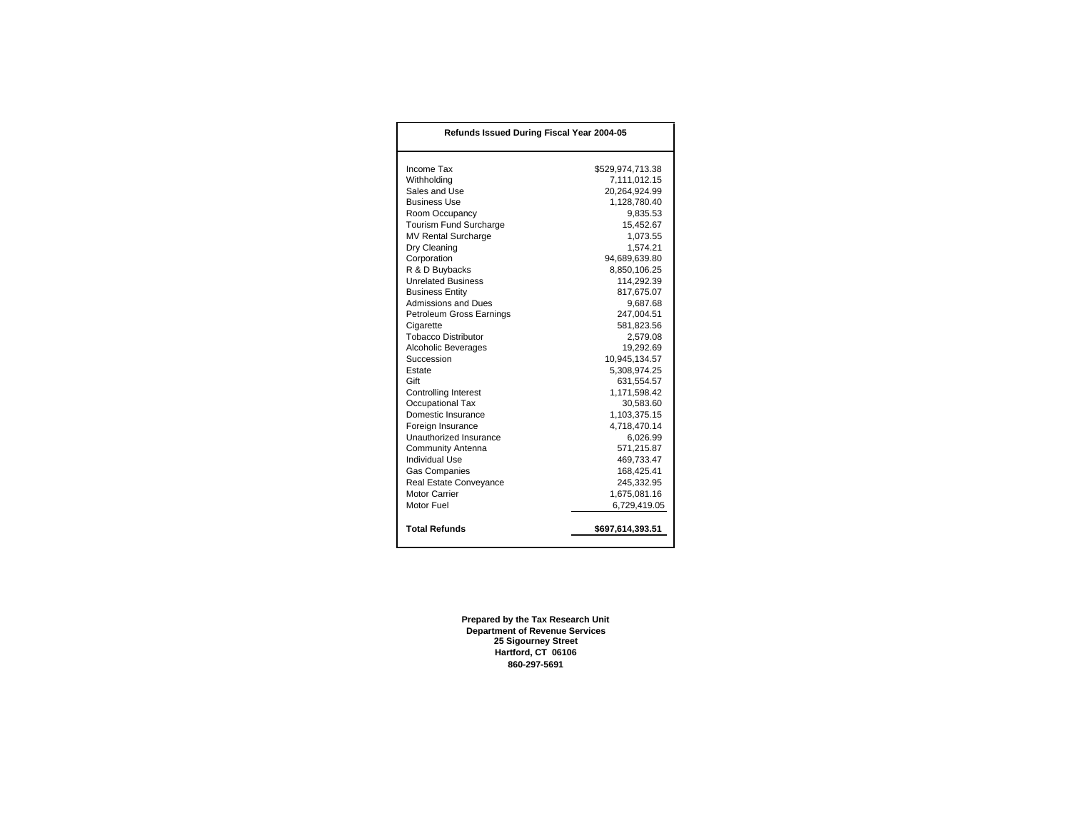| Refunds Issued During Fiscal Year 2004-05 | |
|---|---|
| Income Tax | $529,974,713.38 |
| Withholding | 7,111,012.15 |
| Sales and Use | 20,264,924.99 |
| Business Use | 1,128,780.40 |
| Room Occupancy | 9,835.53 |
| Tourism Fund Surcharge | 15,452.67 |
| MV Rental Surcharge | 1,073.55 |
| Dry Cleaning | 1,574.21 |
| Corporation | 94,689,639.80 |
| R & D Buybacks | 8,850,106.25 |
| Unrelated Business | 114,292.39 |
| Business Entity | 817,675.07 |
| Admissions and Dues | 9,687.68 |
| Petroleum Gross Earnings | 247,004.51 |
| Cigarette | 581,823.56 |
| Tobacco Distributor | 2,579.08 |
| Alcoholic Beverages | 19,292.69 |
| Succession | 10,945,134.57 |
| Estate | 5,308,974.25 |
| Gift | 631,554.57 |
| Controlling Interest | 1,171,598.42 |
| Occupational Tax | 30,583.60 |
| Domestic Insurance | 1,103,375.15 |
| Foreign Insurance | 4,718,470.14 |
| Unauthorized Insurance | 6,026.99 |
| Community Antenna | 571,215.87 |
| Individual Use | 469,733.47 |
| Gas Companies | 168,425.41 |
| Real Estate Conveyance | 245,332.95 |
| Motor Carrier | 1,675,081.16 |
| Motor Fuel | 6,729,419.05 |
| **Total Refunds** | **$697,614,393.51** |

**Prepared by the Tax Research Unit**
**Department of Revenue Services**
**25 Sigourney Street**
**Hartford, CT 06106**
**860-297-5691**